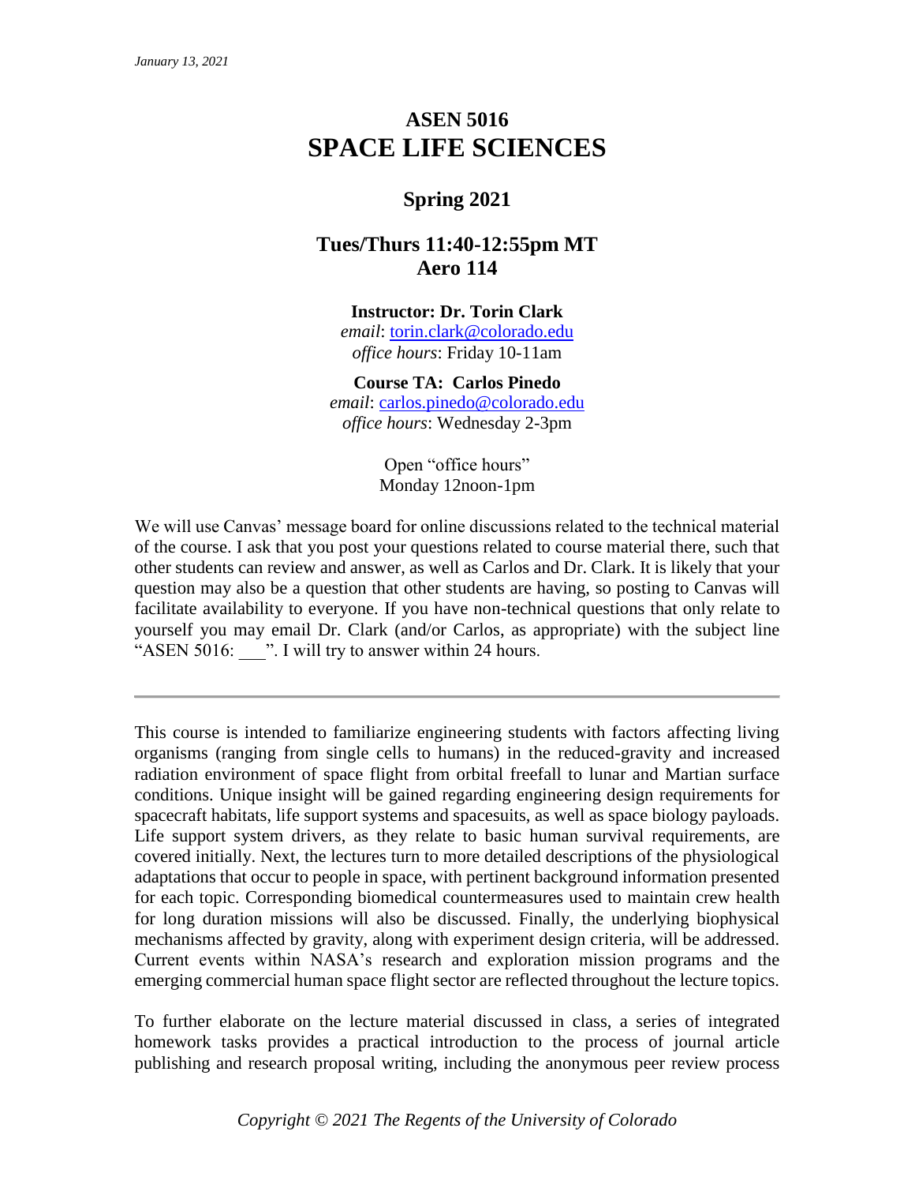*January 13, 2021*

# ASEN 5016
# SPACE LIFE SCIENCES

## Spring 2021

## Tues/Thurs 11:40-12:55pm MT
## Aero 114

**Instructor: Dr. Torin Clark**
*email*: torin.clark@colorado.edu
*office hours*: Friday 10-11am

**Course TA: Carlos Pinedo**
*email*: carlos.pinedo@colorado.edu
*office hours*: Wednesday 2-3pm

Open "office hours"
Monday 12noon-1pm

We will use Canvas' message board for online discussions related to the technical material of the course. I ask that you post your questions related to course material there, such that other students can review and answer, as well as Carlos and Dr. Clark. It is likely that your question may also be a question that other students are having, so posting to Canvas will facilitate availability to everyone. If you have non-technical questions that only relate to yourself you may email Dr. Clark (and/or Carlos, as appropriate) with the subject line "ASEN 5016: ___". I will try to answer within 24 hours.

---

This course is intended to familiarize engineering students with factors affecting living organisms (ranging from single cells to humans) in the reduced-gravity and increased radiation environment of space flight from orbital freefall to lunar and Martian surface conditions. Unique insight will be gained regarding engineering design requirements for spacecraft habitats, life support systems and spacesuits, as well as space biology payloads. Life support system drivers, as they relate to basic human survival requirements, are covered initially. Next, the lectures turn to more detailed descriptions of the physiological adaptations that occur to people in space, with pertinent background information presented for each topic. Corresponding biomedical countermeasures used to maintain crew health for long duration missions will also be discussed. Finally, the underlying biophysical mechanisms affected by gravity, along with experiment design criteria, will be addressed. Current events within NASA's research and exploration mission programs and the emerging commercial human space flight sector are reflected throughout the lecture topics.

To further elaborate on the lecture material discussed in class, a series of integrated homework tasks provides a practical introduction to the process of journal article publishing and research proposal writing, including the anonymous peer review process

*Copyright © 2021 The Regents of the University of Colorado*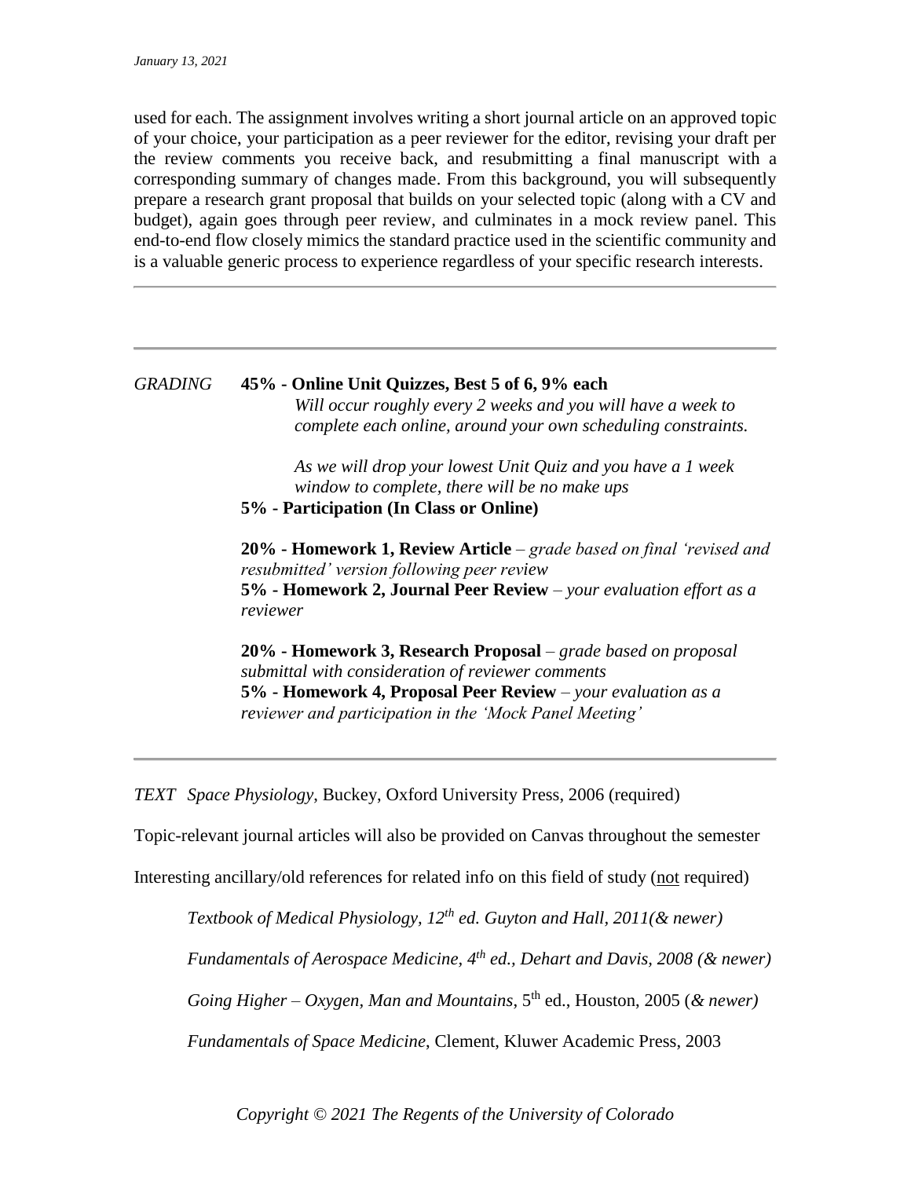used for each. The assignment involves writing a short journal article on an approved topic of your choice, your participation as a peer reviewer for the editor, revising your draft per the review comments you receive back, and resubmitting a final manuscript with a corresponding summary of changes made. From this background, you will subsequently prepare a research grant proposal that builds on your selected topic (along with a CV and budget), again goes through peer review, and culminates in a mock review panel. This end-to-end flow closely mimics the standard practice used in the scientific community and is a valuable generic process to experience regardless of your specific research interests.

---

---

*GRADING*

**45% - Online Unit Quizzes, Best 5 of 6, 9% each**
*Will occur roughly every 2 weeks and you will have a week to complete each online, around your own scheduling constraints.*

*As we will drop your lowest Unit Quiz and you have a 1 week window to complete, there will be no make ups*

**5% - Participation (In Class or Online)**

**20% - Homework 1, Review Article** – *grade based on final 'revised and resubmitted' version following peer review*
**5% - Homework 2, Journal Peer Review** – *your evaluation effort as a reviewer*

**20% - Homework 3, Research Proposal** – *grade based on proposal submittal with consideration of reviewer comments*
**5% - Homework 4, Proposal Peer Review** – *your evaluation as a reviewer and participation in the 'Mock Panel Meeting'*

---

*TEXT* *Space Physiology*, Buckey, Oxford University Press, 2006 (required)

Topic-relevant journal articles will also be provided on Canvas throughout the semester

Interesting ancillary/old references for related info on this field of study (<u>not</u> required)

*Textbook of Medical Physiology, 12th ed. Guyton and Hall, 2011(& newer)*

*Fundamentals of Aerospace Medicine, 4th ed., Dehart and Davis, 2008 (& newer)*

*Going Higher – Oxygen, Man and Mountains*, 5th ed., Houston, 2005 (*& newer)*

*Fundamentals of Space Medicine*, Clement, Kluwer Academic Press, 2003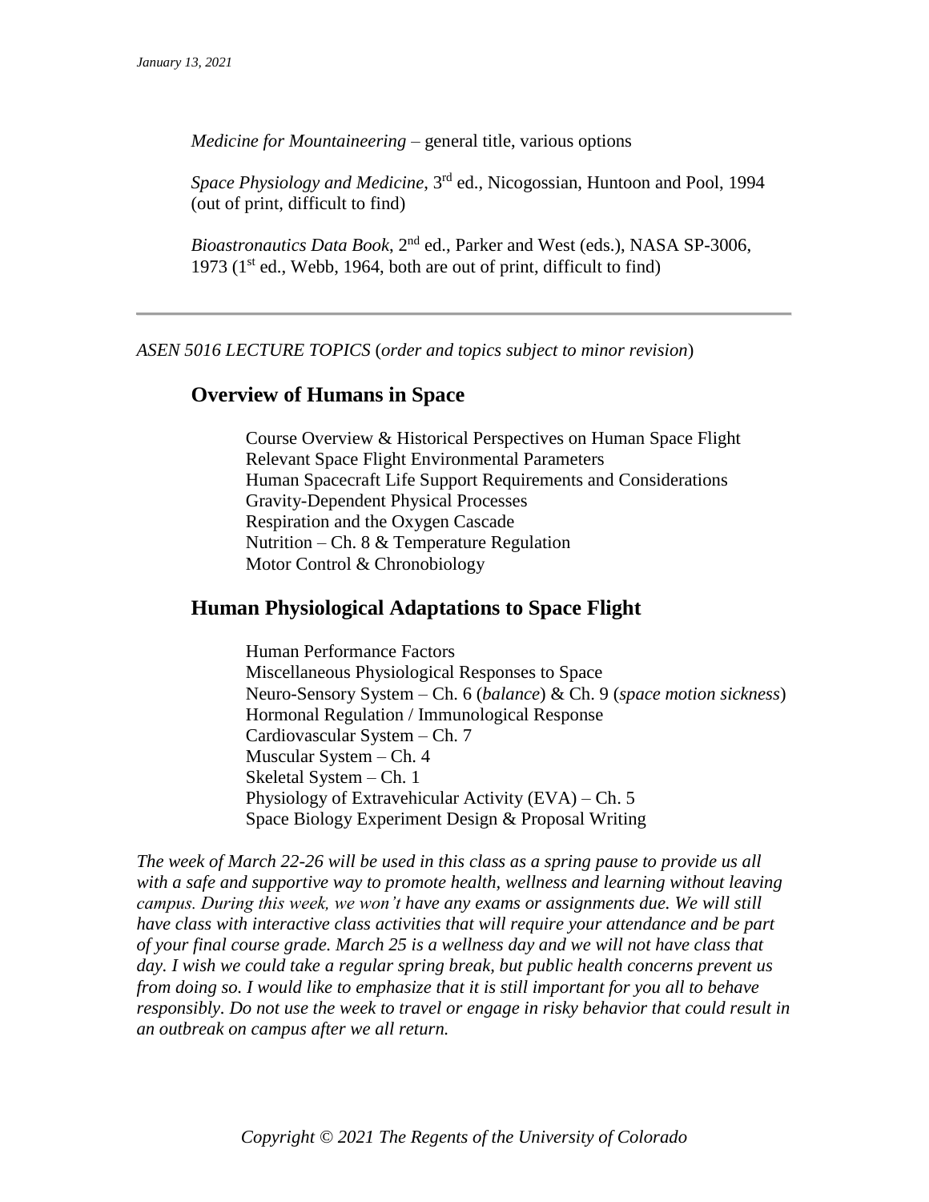*Medicine for Mountaineering* – general title, various options

*Space Physiology and Medicine*, 3rd ed., Nicogossian, Huntoon and Pool, 1994 (out of print, difficult to find)

*Bioastronautics Data Book*, 2nd ed., Parker and West (eds.), NASA SP-3006, 1973 (1st ed., Webb, 1964, both are out of print, difficult to find)

---

*ASEN 5016 LECTURE TOPICS* (*order and topics subject to minor revision*)

## Overview of Humans in Space

Course Overview & Historical Perspectives on Human Space Flight
Relevant Space Flight Environmental Parameters
Human Spacecraft Life Support Requirements and Considerations
Gravity-Dependent Physical Processes
Respiration and the Oxygen Cascade
Nutrition – Ch. 8 & Temperature Regulation
Motor Control & Chronobiology

## Human Physiological Adaptations to Space Flight

Human Performance Factors
Miscellaneous Physiological Responses to Space
Neuro-Sensory System – Ch. 6 (*balance*) & Ch. 9 (*space motion sickness*)
Hormonal Regulation / Immunological Response
Cardiovascular System – Ch. 7
Muscular System – Ch. 4
Skeletal System – Ch. 1
Physiology of Extravehicular Activity (EVA) – Ch. 5
Space Biology Experiment Design & Proposal Writing

*The week of March 22-26 will be used in this class as a spring pause to provide us all with a safe and supportive way to promote health, wellness and learning without leaving campus. During this week, we won't have any exams or assignments due. We will still have class with interactive class activities that will require your attendance and be part of your final course grade. March 25 is a wellness day and we will not have class that day. I wish we could take a regular spring break, but public health concerns prevent us from doing so. I would like to emphasize that it is still important for you all to behave responsibly. Do not use the week to travel or engage in risky behavior that could result in an outbreak on campus after we all return.*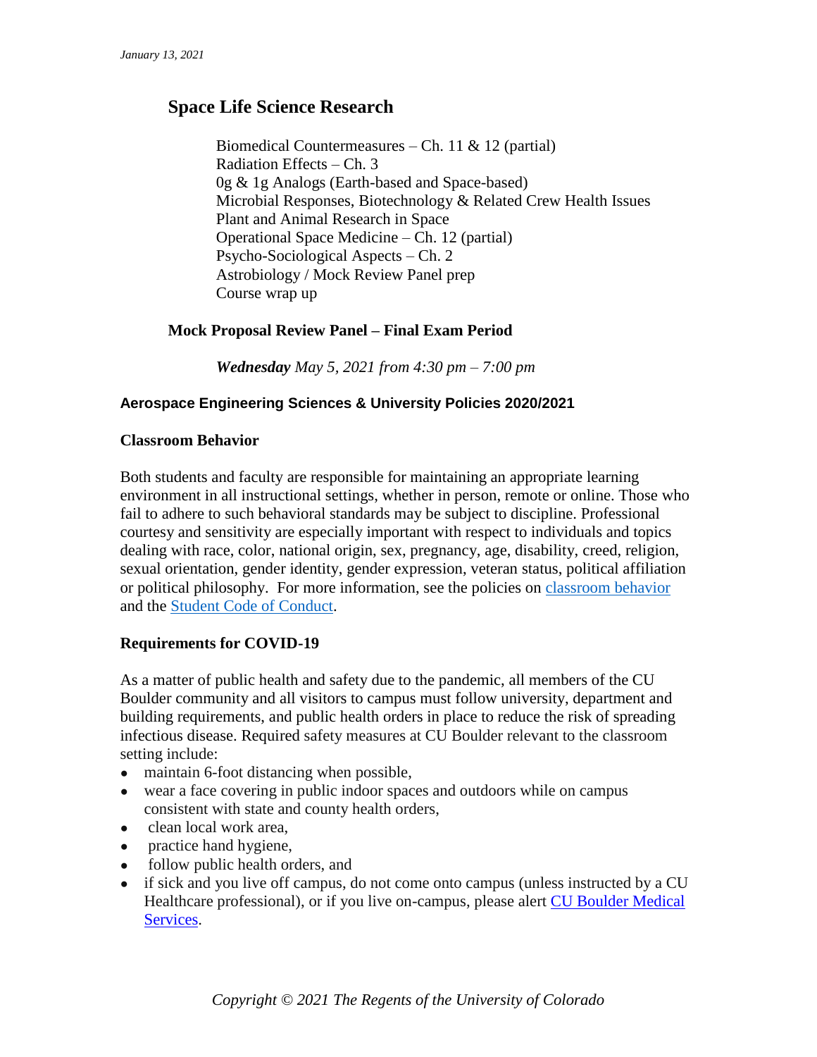## Space Life Science Research

Biomedical Countermeasures – Ch. 11 & 12 (partial)
Radiation Effects – Ch. 3
0g & 1g Analogs (Earth-based and Space-based)
Microbial Responses, Biotechnology & Related Crew Health Issues
Plant and Animal Research in Space
Operational Space Medicine – Ch. 12 (partial)
Psycho-Sociological Aspects – Ch. 2
Astrobiology / Mock Review Panel prep
Course wrap up

### Mock Proposal Review Panel – Final Exam Period

***Wednesday** May 5, 2021 from 4:30 pm – 7:00 pm*

### Aerospace Engineering Sciences & University Policies 2020/2021

#### Classroom Behavior

Both students and faculty are responsible for maintaining an appropriate learning environment in all instructional settings, whether in person, remote or online. Those who fail to adhere to such behavioral standards may be subject to discipline. Professional courtesy and sensitivity are especially important with respect to individuals and topics dealing with race, color, national origin, sex, pregnancy, age, disability, creed, religion, sexual orientation, gender identity, gender expression, veteran status, political affiliation or political philosophy. For more information, see the policies on classroom behavior and the Student Code of Conduct.

#### Requirements for COVID-19

As a matter of public health and safety due to the pandemic, all members of the CU Boulder community and all visitors to campus must follow university, department and building requirements, and public health orders in place to reduce the risk of spreading infectious disease. Required safety measures at CU Boulder relevant to the classroom setting include:

- maintain 6-foot distancing when possible,
- wear a face covering in public indoor spaces and outdoors while on campus consistent with state and county health orders,
- clean local work area,
- practice hand hygiene,
- follow public health orders, and
- if sick and you live off campus, do not come onto campus (unless instructed by a CU Healthcare professional), or if you live on-campus, please alert CU Boulder Medical Services.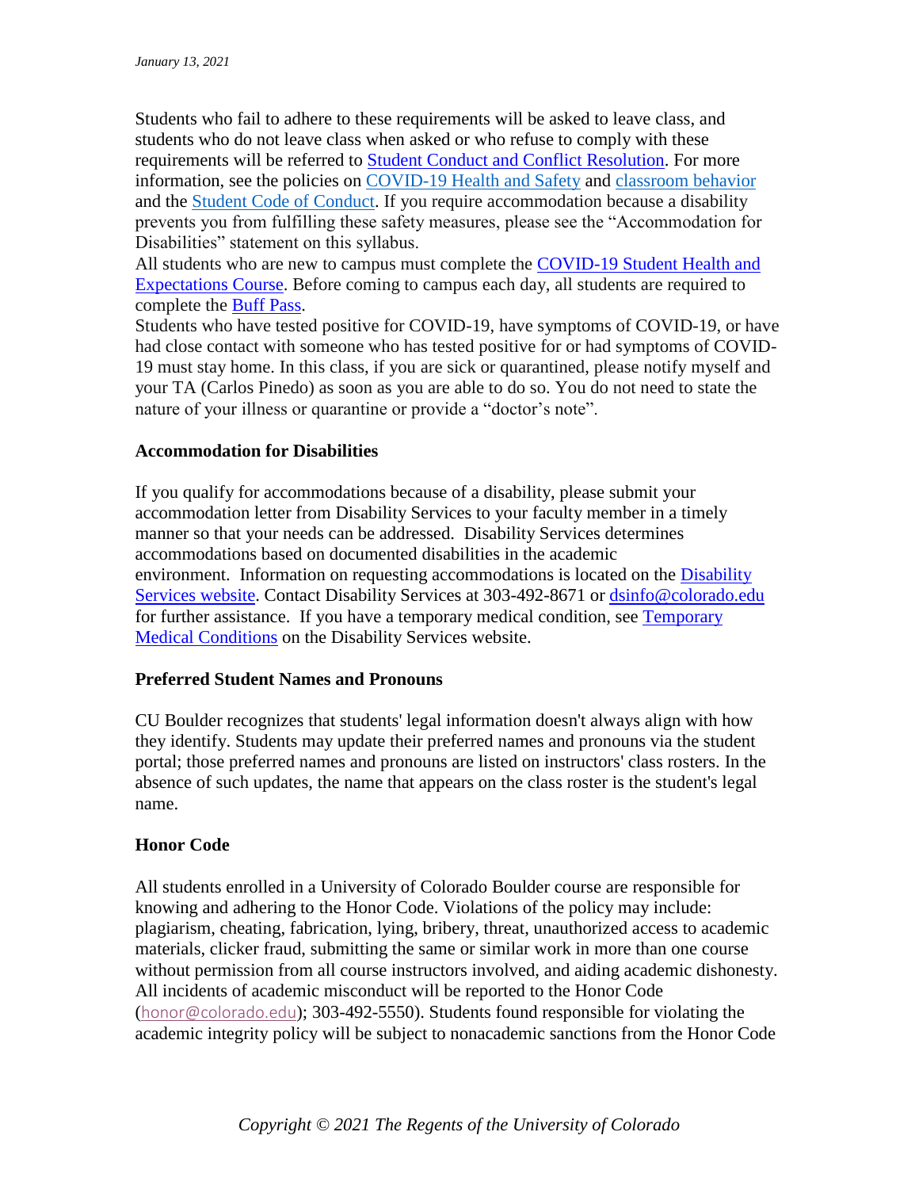Students who fail to adhere to these requirements will be asked to leave class, and students who do not leave class when asked or who refuse to comply with these requirements will be referred to Student Conduct and Conflict Resolution. For more information, see the policies on COVID-19 Health and Safety and classroom behavior and the Student Code of Conduct. If you require accommodation because a disability prevents you from fulfilling these safety measures, please see the "Accommodation for Disabilities" statement on this syllabus.

All students who are new to campus must complete the COVID-19 Student Health and Expectations Course. Before coming to campus each day, all students are required to complete the Buff Pass.

Students who have tested positive for COVID-19, have symptoms of COVID-19, or have had close contact with someone who has tested positive for or had symptoms of COVID-19 must stay home. In this class, if you are sick or quarantined, please notify myself and your TA (Carlos Pinedo) as soon as you are able to do so. You do not need to state the nature of your illness or quarantine or provide a "doctor's note".

**Accommodation for Disabilities**

If you qualify for accommodations because of a disability, please submit your accommodation letter from Disability Services to your faculty member in a timely manner so that your needs can be addressed. Disability Services determines accommodations based on documented disabilities in the academic environment. Information on requesting accommodations is located on the Disability Services website. Contact Disability Services at 303-492-8671 or dsinfo@colorado.edu for further assistance. If you have a temporary medical condition, see Temporary Medical Conditions on the Disability Services website.

**Preferred Student Names and Pronouns**

CU Boulder recognizes that students' legal information doesn't always align with how they identify. Students may update their preferred names and pronouns via the student portal; those preferred names and pronouns are listed on instructors' class rosters. In the absence of such updates, the name that appears on the class roster is the student's legal name.

**Honor Code**

All students enrolled in a University of Colorado Boulder course are responsible for knowing and adhering to the Honor Code. Violations of the policy may include: plagiarism, cheating, fabrication, lying, bribery, threat, unauthorized access to academic materials, clicker fraud, submitting the same or similar work in more than one course without permission from all course instructors involved, and aiding academic dishonesty. All incidents of academic misconduct will be reported to the Honor Code (honor@colorado.edu); 303-492-5550). Students found responsible for violating the academic integrity policy will be subject to nonacademic sanctions from the Honor Code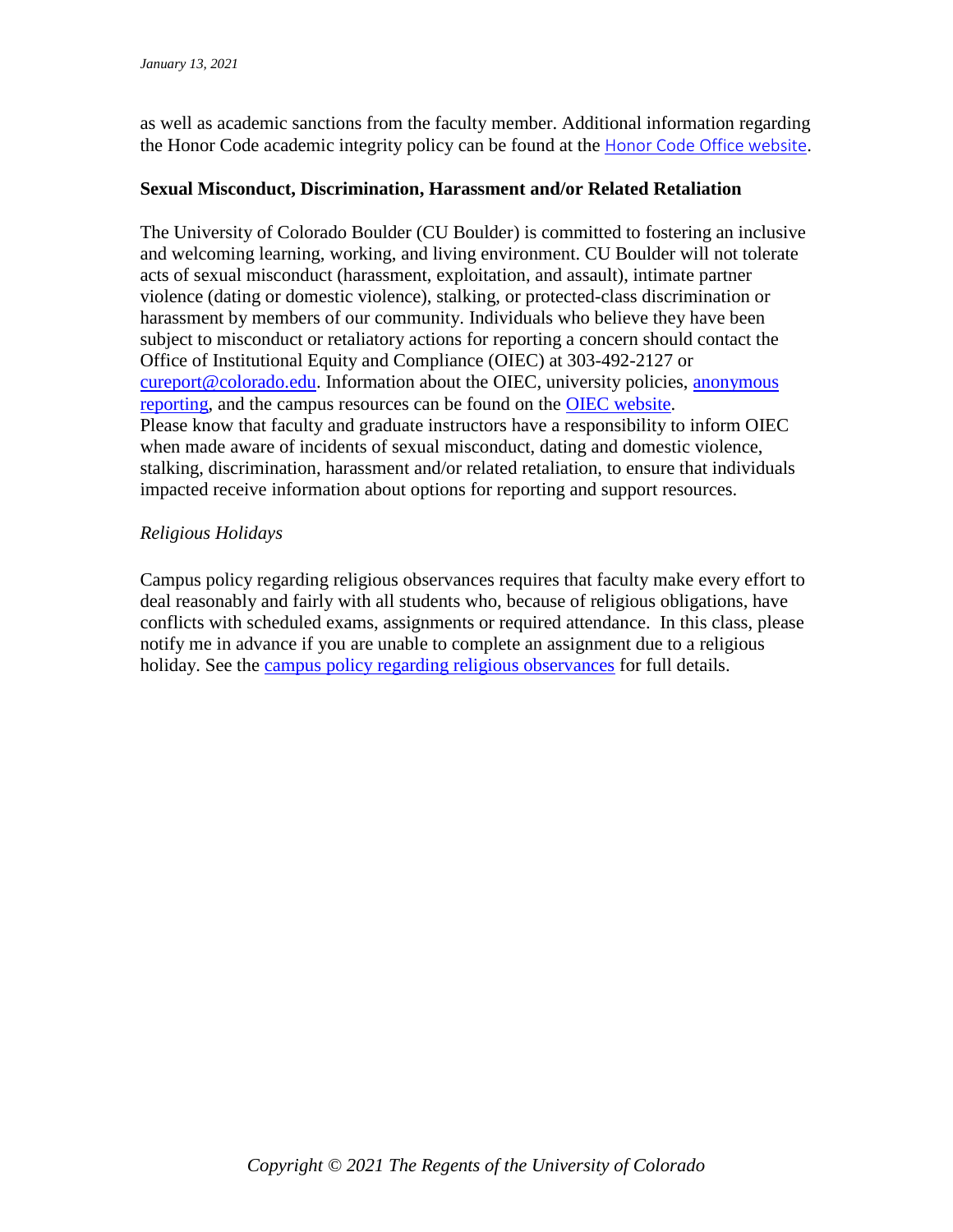as well as academic sanctions from the faculty member. Additional information regarding the Honor Code academic integrity policy can be found at the Honor Code Office website.

**Sexual Misconduct, Discrimination, Harassment and/or Related Retaliation**

The University of Colorado Boulder (CU Boulder) is committed to fostering an inclusive and welcoming learning, working, and living environment. CU Boulder will not tolerate acts of sexual misconduct (harassment, exploitation, and assault), intimate partner violence (dating or domestic violence), stalking, or protected-class discrimination or harassment by members of our community. Individuals who believe they have been subject to misconduct or retaliatory actions for reporting a concern should contact the Office of Institutional Equity and Compliance (OIEC) at 303-492-2127 or cureport@colorado.edu. Information about the OIEC, university policies, anonymous reporting, and the campus resources can be found on the OIEC website.
Please know that faculty and graduate instructors have a responsibility to inform OIEC when made aware of incidents of sexual misconduct, dating and domestic violence, stalking, discrimination, harassment and/or related retaliation, to ensure that individuals impacted receive information about options for reporting and support resources.

*Religious Holidays*

Campus policy regarding religious observances requires that faculty make every effort to deal reasonably and fairly with all students who, because of religious obligations, have conflicts with scheduled exams, assignments or required attendance. In this class, please notify me in advance if you are unable to complete an assignment due to a religious holiday. See the campus policy regarding religious observances for full details.